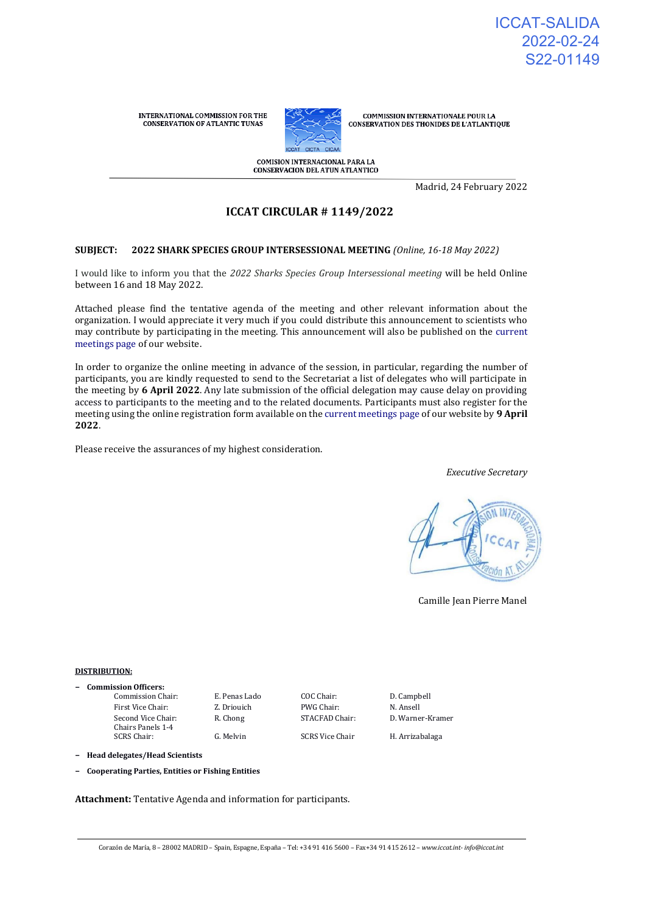ICCAT-SALIDA
2022-02-24
S22-01149

INTERNATIONAL COMMISSION FOR THE CONSERVATION OF ATLANTIC TUNAS

COMMISSION INTERNATIONALE POUR LA CONSERVATION DES THONIDES DE L'ATLANTIQUE

COMISION INTERNACIONAL PARA LA CONSERVACION DEL ATUN ATLANTICO

Madrid, 24 February 2022

## ICCAT CIRCULAR # 1149/2022

**SUBJECT: 2022 SHARK SPECIES GROUP INTERSESSIONAL MEETING** *(Online, 16-18 May 2022)*

I would like to inform you that the *2022 Sharks Species Group Intersessional meeting* will be held Online between 16 and 18 May 2022.

Attached please find the tentative agenda of the meeting and other relevant information about the organization. I would appreciate it very much if you could distribute this announcement to scientists who may contribute by participating in the meeting. This announcement will also be published on the current meetings page of our website.

In order to organize the online meeting in advance of the session, in particular, regarding the number of participants, you are kindly requested to send to the Secretariat a list of delegates who will participate in the meeting by **6 April 2022**. Any late submission of the official delegation may cause delay on providing access to participants to the meeting and to the related documents. Participants must also register for the meeting using the online registration form available on the current meetings page of our website by **9 April 2022**.

Please receive the assurances of my highest consideration.

*Executive Secretary*

Camille Jean Pierre Manel

**DISTRIBUTION:**

- **Commission Officers:**

| | | | |
|---|---|---|---|
| Commission Chair: | E. Penas Lado | COC Chair: | D. Campbell |
| First Vice Chair: | Z. Driouich | PWG Chair: | N. Ansell |
| Second Vice Chair: | R. Chong | STACFAD Chair: | D. Warner-Kramer |
| Chairs Panels 1-4 | | | |
| SCRS Chair: | G. Melvin | SCRS Vice Chair | H. Arrizabalaga |

- **Head delegates/Head Scientists**
- **Cooperating Parties, Entities or Fishing Entities**

**Attachment:** Tentative Agenda and information for participants.

Corazón de María, 8 – 28002 MADRID – Spain, Espagne, España – Tel: +34 91 416 5600 – Fax+34 91 415 2612 – *www.iccat.int- info@iccat.int*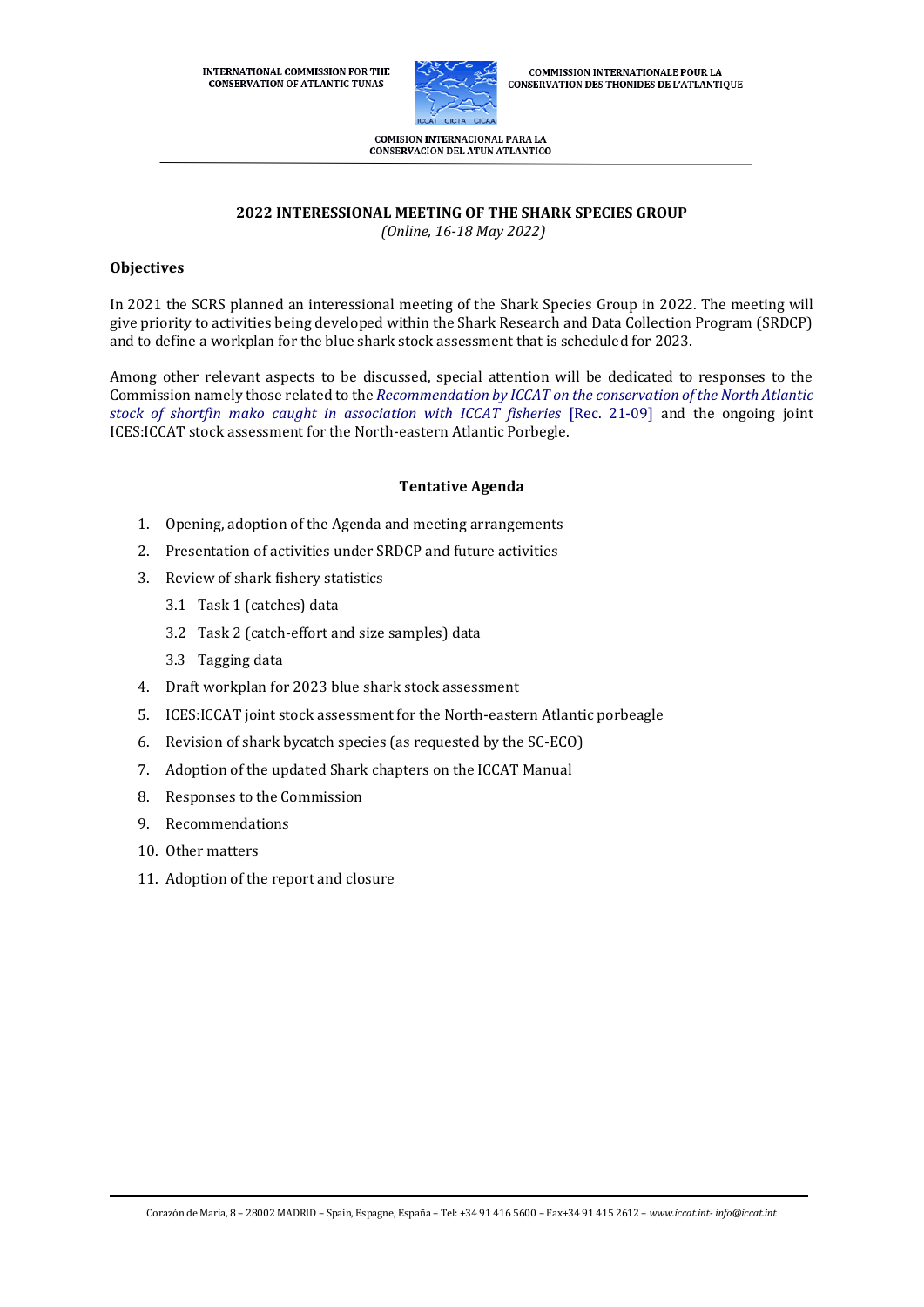INTERNATIONAL COMMISSION FOR THE CONSERVATION OF ATLANTIC TUNAS

COMMISSION INTERNATIONALE POUR LA CONSERVATION DES THONIDES DE L'ATLANTIQUE

COMISION INTERNACIONAL PARA LA CONSERVACION DEL ATUN ATLANTICO

## 2022 INTERESSIONAL MEETING OF THE SHARK SPECIES GROUP

*(Online, 16-18 May 2022)*

### Objectives

In 2021 the SCRS planned an interessional meeting of the Shark Species Group in 2022. The meeting will give priority to activities being developed within the Shark Research and Data Collection Program (SRDCP) and to define a workplan for the blue shark stock assessment that is scheduled for 2023.

Among other relevant aspects to be discussed, special attention will be dedicated to responses to the Commission namely those related to the *Recommendation by ICCAT on the conservation of the North Atlantic stock of shortfin mako caught in association with ICCAT fisheries* [Rec. 21-09] and the ongoing joint ICES:ICCAT stock assessment for the North-eastern Atlantic Porbegle.

### Tentative Agenda

1. Opening, adoption of the Agenda and meeting arrangements
2. Presentation of activities under SRDCP and future activities
3. Review of shark fishery statistics
   - 3.1 Task 1 (catches) data
   - 3.2 Task 2 (catch-effort and size samples) data
   - 3.3 Tagging data
4. Draft workplan for 2023 blue shark stock assessment
5. ICES:ICCAT joint stock assessment for the North-eastern Atlantic porbeagle
6. Revision of shark bycatch species (as requested by the SC-ECO)
7. Adoption of the updated Shark chapters on the ICCAT Manual
8. Responses to the Commission
9. Recommendations
10. Other matters
11. Adoption of the report and closure

Corazón de María, 8 – 28002 MADRID – Spain, Espagne, España – Tel: +34 91 416 5600 – Fax+34 91 415 2612 – *www.iccat.int- info@iccat.int*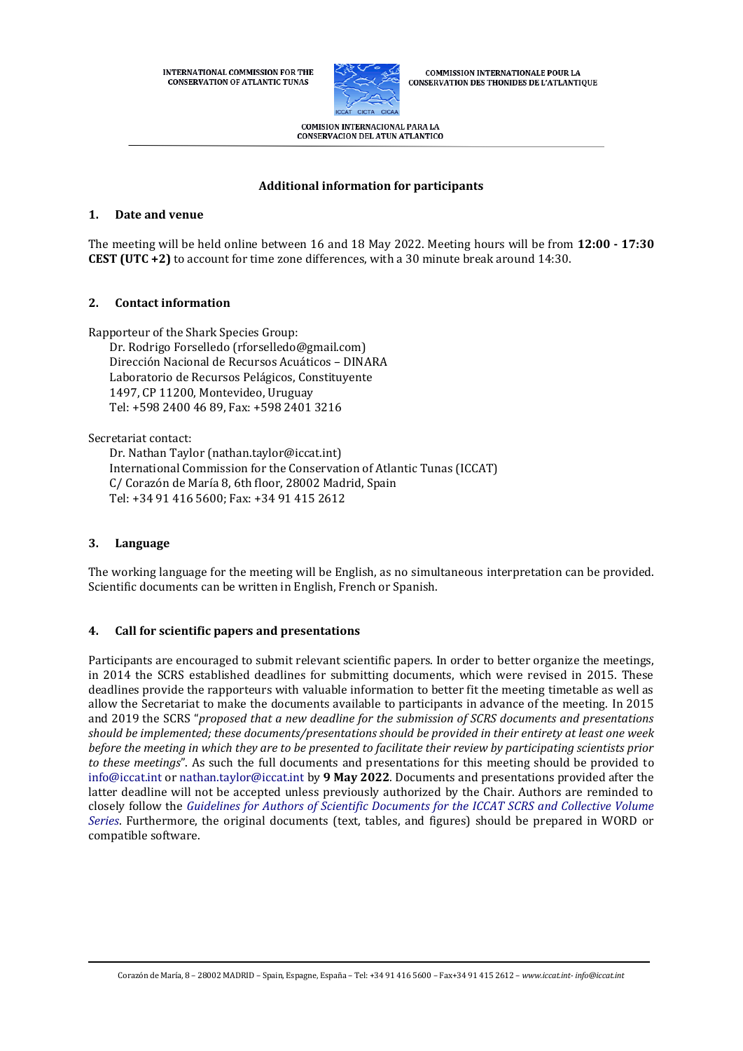INTERNATIONAL COMMISSION FOR THE CONSERVATION OF ATLANTIC TUNAS

COMMISSION INTERNATIONALE POUR LA CONSERVATION DES THONIDES DE L'ATLANTIQUE

COMISION INTERNACIONAL PARA LA CONSERVACION DEL ATUN ATLANTICO

**Additional information for participants**

## 1. Date and venue

The meeting will be held online between 16 and 18 May 2022. Meeting hours will be from **12:00 - 17:30 CEST (UTC +2)** to account for time zone differences, with a 30 minute break around 14:30.

## 2. Contact information

Rapporteur of the Shark Species Group:
Dr. Rodrigo Forselledo (rforselledo@gmail.com)
Dirección Nacional de Recursos Acuáticos – DINARA
Laboratorio de Recursos Pelágicos, Constituyente
1497, CP 11200, Montevideo, Uruguay
Tel: +598 2400 46 89, Fax: +598 2401 3216

Secretariat contact:
Dr. Nathan Taylor (nathan.taylor@iccat.int)
International Commission for the Conservation of Atlantic Tunas (ICCAT)
C/ Corazón de María 8, 6th floor, 28002 Madrid, Spain
Tel: +34 91 416 5600; Fax: +34 91 415 2612

## 3. Language

The working language for the meeting will be English, as no simultaneous interpretation can be provided. Scientific documents can be written in English, French or Spanish.

## 4. Call for scientific papers and presentations

Participants are encouraged to submit relevant scientific papers. In order to better organize the meetings, in 2014 the SCRS established deadlines for submitting documents, which were revised in 2015. These deadlines provide the rapporteurs with valuable information to better fit the meeting timetable as well as allow the Secretariat to make the documents available to participants in advance of the meeting. In 2015 and 2019 the SCRS "*proposed that a new deadline for the submission of SCRS documents and presentations should be implemented; these documents/presentations should be provided in their entirety at least one week before the meeting in which they are to be presented to facilitate their review by participating scientists prior to these meetings*". As such the full documents and presentations for this meeting should be provided to info@iccat.int or nathan.taylor@iccat.int by **9 May 2022**. Documents and presentations provided after the latter deadline will not be accepted unless previously authorized by the Chair. Authors are reminded to closely follow the *Guidelines for Authors of Scientific Documents for the ICCAT SCRS and Collective Volume Series*. Furthermore, the original documents (text, tables, and figures) should be prepared in WORD or compatible software.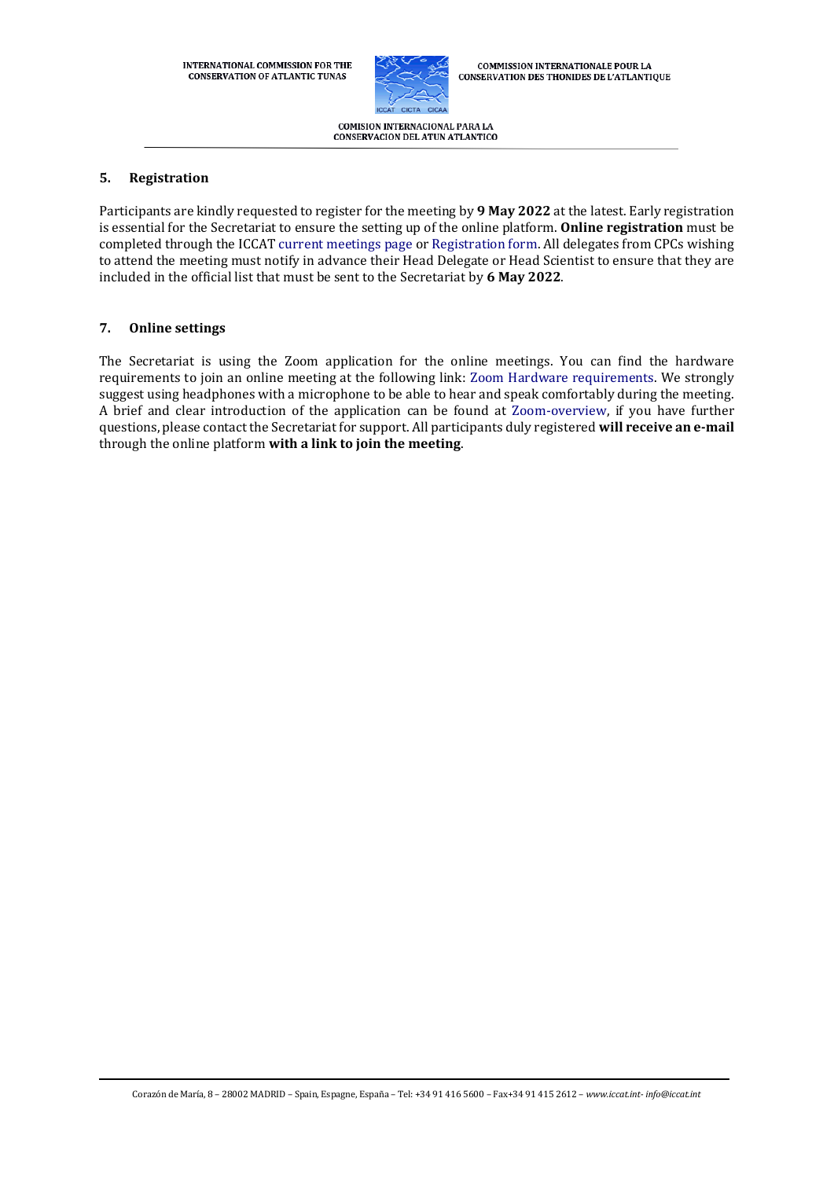## 5. Registration

Participants are kindly requested to register for the meeting by **9 May 2022** at the latest. Early registration is essential for the Secretariat to ensure the setting up of the online platform. **Online registration** must be completed through the ICCAT current meetings page or Registration form. All delegates from CPCs wishing to attend the meeting must notify in advance their Head Delegate or Head Scientist to ensure that they are included in the official list that must be sent to the Secretariat by **6 May 2022**.

## 7. Online settings

The Secretariat is using the Zoom application for the online meetings. You can find the hardware requirements to join an online meeting at the following link: Zoom Hardware requirements. We strongly suggest using headphones with a microphone to be able to hear and speak comfortably during the meeting. A brief and clear introduction of the application can be found at Zoom-overview, if you have further questions, please contact the Secretariat for support. All participants duly registered **will receive an e-mail** through the online platform **with a link to join the meeting**.